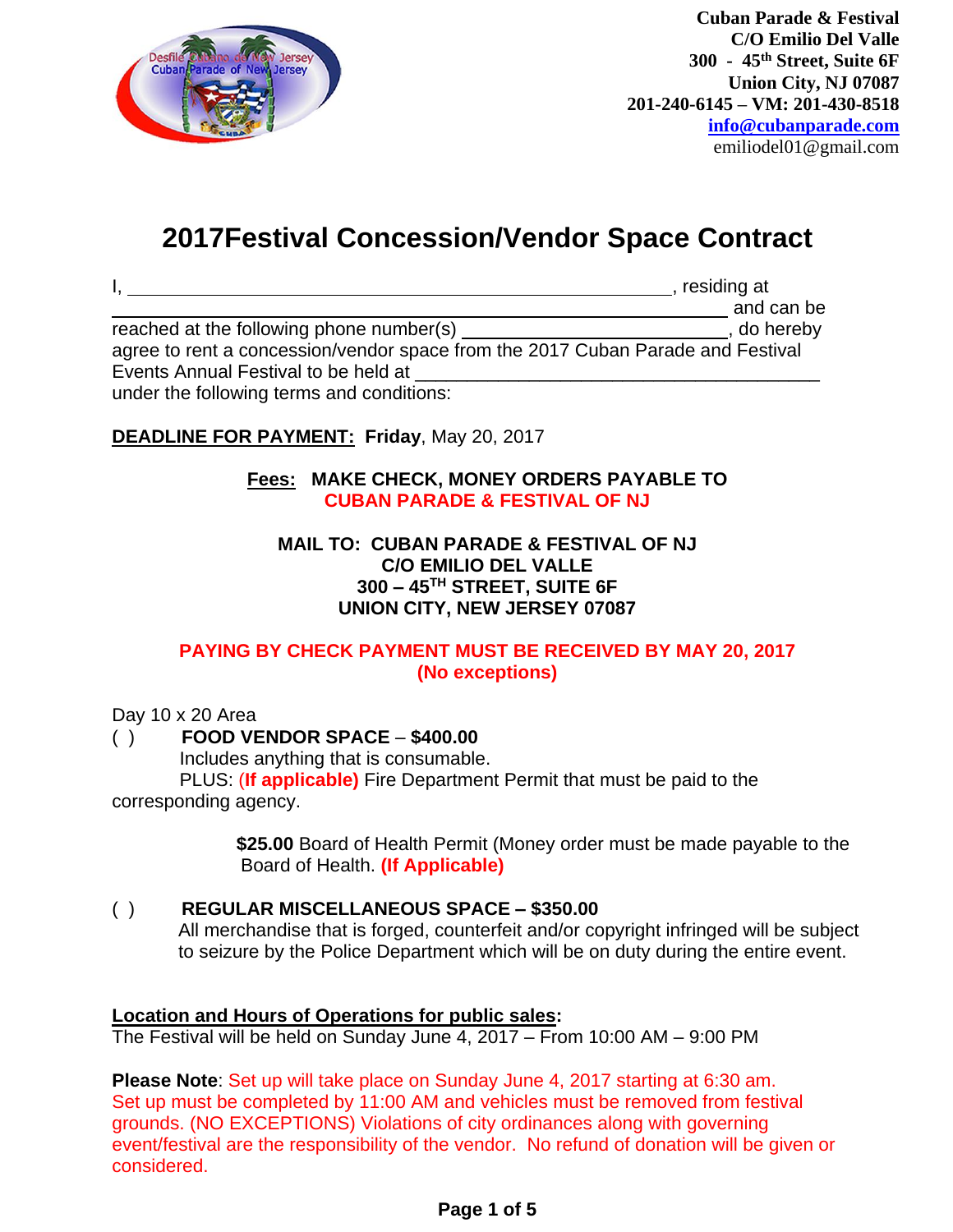**Cuban Parade & Festival**
**C/O Emilio Del Valle**
**300 - 45th Street, Suite 6F**
**Union City, NJ 07087**
**201-240-6145 – VM: 201-430-8518**
**info@cubanparade.com**
emiliodel01@gmail.com

# 2017Festival Concession/Vendor Space Contract

I, \_\_\_\_\_\_\_\_\_\_\_\_\_\_\_\_\_\_\_\_\_\_\_\_\_\_\_\_\_\_\_\_\_\_\_\_\_\_\_\_\_\_\_\_, residing at \_\_\_\_\_\_\_\_\_\_\_\_\_\_\_\_\_\_\_\_\_\_\_\_\_\_\_\_\_\_\_\_\_\_\_\_\_\_\_\_\_\_\_\_\_\_\_\_\_\_ and can be reached at the following phone number(s) \_\_\_\_\_\_\_\_\_\_\_\_\_\_\_\_\_\_\_\_\_\_\_, do hereby agree to rent a concession/vendor space from the 2017 Cuban Parade and Festival Events Annual Festival to be held at \_\_\_\_\_\_\_\_\_\_\_\_\_\_\_\_\_\_\_\_\_\_\_\_\_\_\_\_\_\_\_\_\_\_\_ under the following terms and conditions:

**DEADLINE FOR PAYMENT:** **Friday**, May 20, 2017

**Fees: MAKE CHECK, MONEY ORDERS PAYABLE TO**
**CUBAN PARADE & FESTIVAL OF NJ**

**MAIL TO: CUBAN PARADE & FESTIVAL OF NJ**
**C/O EMILIO DEL VALLE**
**300 – 45TH STREET, SUITE 6F**
**UNION CITY, NEW JERSEY 07087**

**PAYING BY CHECK PAYMENT MUST BE RECEIVED BY MAY 20, 2017**
**(No exceptions)**

Day 10 x 20 Area

( ) **FOOD VENDOR SPACE** – **$400.00**
Includes anything that is consumable.
PLUS: **(If applicable)** Fire Department Permit that must be paid to the corresponding agency.

**$25.00** Board of Health Permit (Money order must be made payable to the Board of Health. **(If Applicable)**

( ) **REGULAR MISCELLANEOUS SPACE – $350.00**
All merchandise that is forged, counterfeit and/or copyright infringed will be subject to seizure by the Police Department which will be on duty during the entire event.

**Location and Hours of Operations for public sales:**
The Festival will be held on Sunday June 4, 2017 – From 10:00 AM – 9:00 PM

**Please Note**: Set up will take place on Sunday June 4, 2017 starting at 6:30 am. Set up must be completed by 11:00 AM and vehicles must be removed from festival grounds. (NO EXCEPTIONS) Violations of city ordinances along with governing event/festival are the responsibility of the vendor. No refund of donation will be given or considered.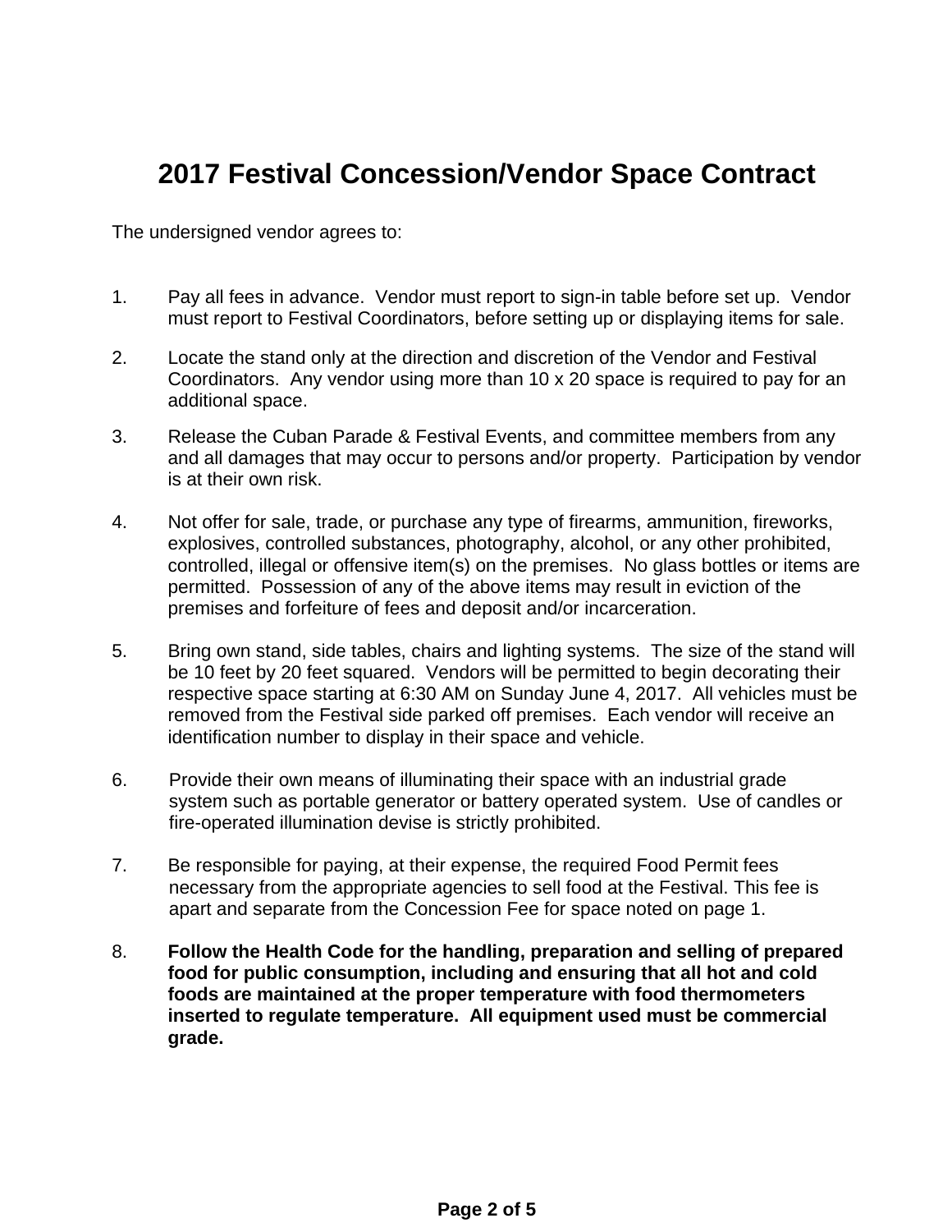# 2017 Festival Concession/Vendor Space Contract

The undersigned vendor agrees to:

1. Pay all fees in advance. Vendor must report to sign-in table before set up. Vendor must report to Festival Coordinators, before setting up or displaying items for sale.

2. Locate the stand only at the direction and discretion of the Vendor and Festival Coordinators. Any vendor using more than 10 x 20 space is required to pay for an additional space.

3. Release the Cuban Parade & Festival Events, and committee members from any and all damages that may occur to persons and/or property. Participation by vendor is at their own risk.

4. Not offer for sale, trade, or purchase any type of firearms, ammunition, fireworks, explosives, controlled substances, photography, alcohol, or any other prohibited, controlled, illegal or offensive item(s) on the premises. No glass bottles or items are permitted. Possession of any of the above items may result in eviction of the premises and forfeiture of fees and deposit and/or incarceration.

5. Bring own stand, side tables, chairs and lighting systems. The size of the stand will be 10 feet by 20 feet squared. Vendors will be permitted to begin decorating their respective space starting at 6:30 AM on Sunday June 4, 2017. All vehicles must be removed from the Festival side parked off premises. Each vendor will receive an identification number to display in their space and vehicle.

6. Provide their own means of illuminating their space with an industrial grade system such as portable generator or battery operated system. Use of candles or fire-operated illumination devise is strictly prohibited.

7. Be responsible for paying, at their expense, the required Food Permit fees necessary from the appropriate agencies to sell food at the Festival. This fee is apart and separate from the Concession Fee for space noted on page 1.

8. **Follow the Health Code for the handling, preparation and selling of prepared food for public consumption, including and ensuring that all hot and cold foods are maintained at the proper temperature with food thermometers inserted to regulate temperature. All equipment used must be commercial grade.**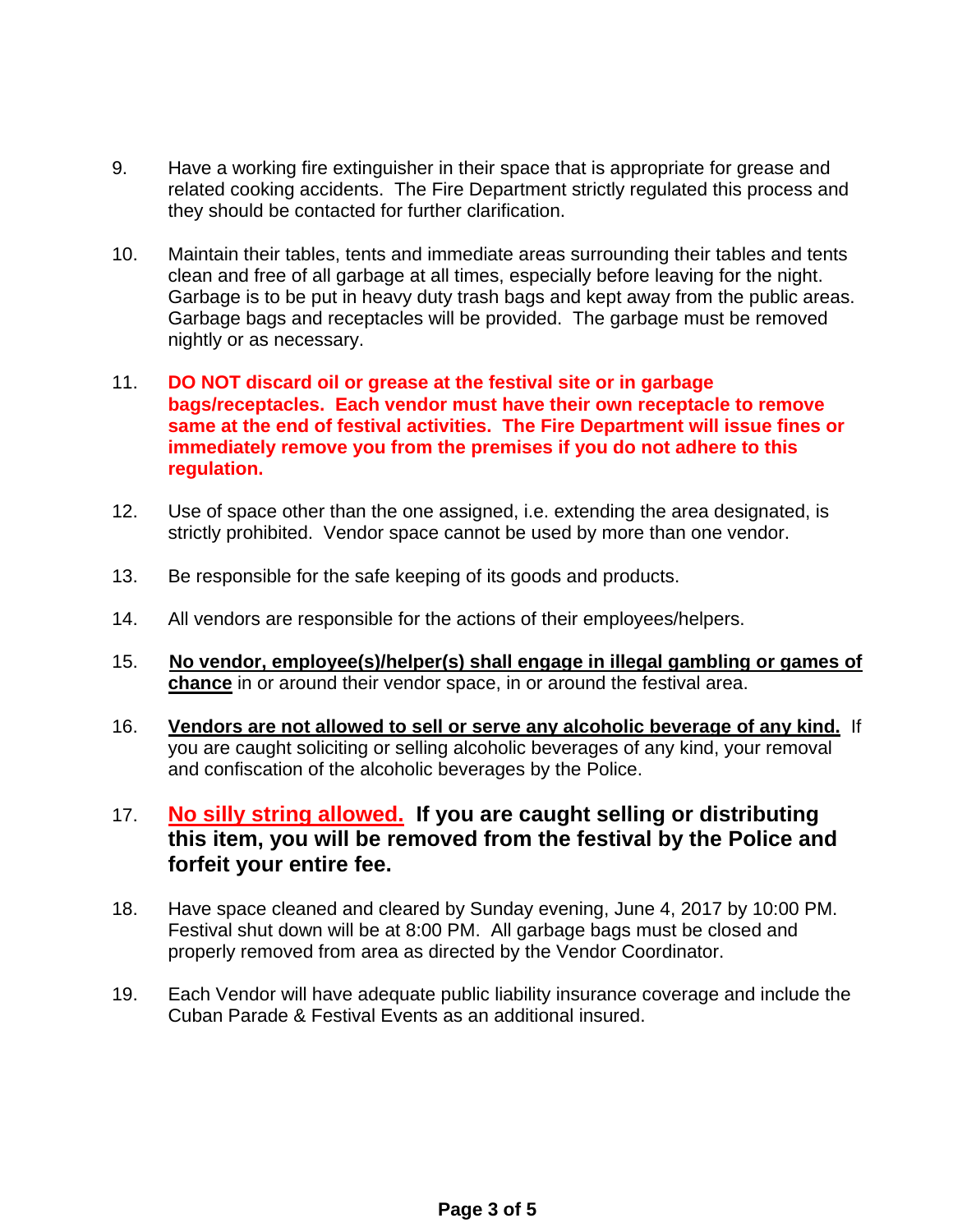9. Have a working fire extinguisher in their space that is appropriate for grease and related cooking accidents. The Fire Department strictly regulated this process and they should be contacted for further clarification.

10. Maintain their tables, tents and immediate areas surrounding their tables and tents clean and free of all garbage at all times, especially before leaving for the night. Garbage is to be put in heavy duty trash bags and kept away from the public areas. Garbage bags and receptacles will be provided. The garbage must be removed nightly or as necessary.

11. **DO NOT discard oil or grease at the festival site or in garbage bags/receptacles. Each vendor must have their own receptacle to remove same at the end of festival activities. The Fire Department will issue fines or immediately remove you from the premises if you do not adhere to this regulation.**

12. Use of space other than the one assigned, i.e. extending the area designated, is strictly prohibited. Vendor space cannot be used by more than one vendor.

13. Be responsible for the safe keeping of its goods and products.

14. All vendors are responsible for the actions of their employees/helpers.

15. **No vendor, employee(s)/helper(s) shall engage in illegal gambling or games of chance** in or around their vendor space, in or around the festival area.

16. **Vendors are not allowed to sell or serve any alcoholic beverage of any kind.** If you are caught soliciting or selling alcoholic beverages of any kind, your removal and confiscation of the alcoholic beverages by the Police.

17. **No silly string allowed. If you are caught selling or distributing this item, you will be removed from the festival by the Police and forfeit your entire fee.**

18. Have space cleaned and cleared by Sunday evening, June 4, 2017 by 10:00 PM. Festival shut down will be at 8:00 PM. All garbage bags must be closed and properly removed from area as directed by the Vendor Coordinator.

19. Each Vendor will have adequate public liability insurance coverage and include the Cuban Parade & Festival Events as an additional insured.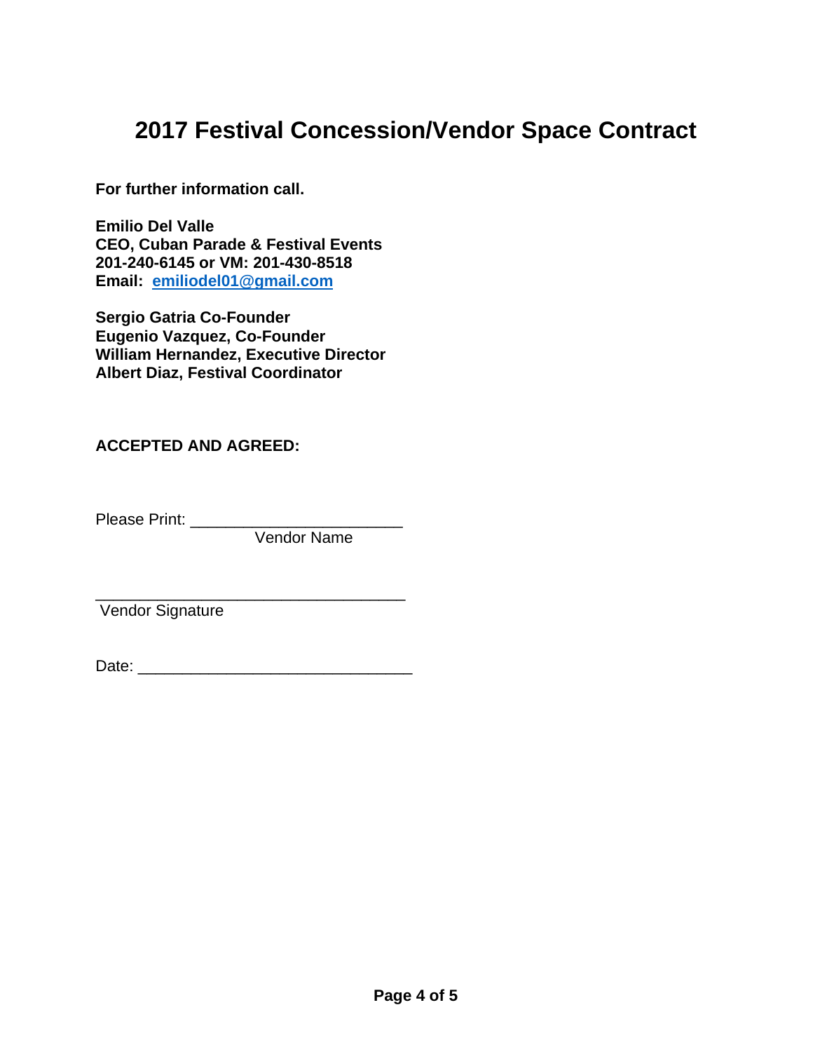# 2017 Festival Concession/Vendor Space Contract

**For further information call.**

**Emilio Del Valle**
**CEO, Cuban Parade & Festival Events**
**201-240-6145 or VM: 201-430-8518**
**Email: [emiliodel01@gmail.com](mailto:emiliodel01@gmail.com)**

**Sergio Gatria Co-Founder**
**Eugenio Vazquez, Co-Founder**
**William Hernandez, Executive Director**
**Albert Diaz, Festival Coordinator**

**ACCEPTED AND AGREED:**

Please Print: ________________________
Vendor Name

___________________________________
Vendor Signature

Date: _______________________________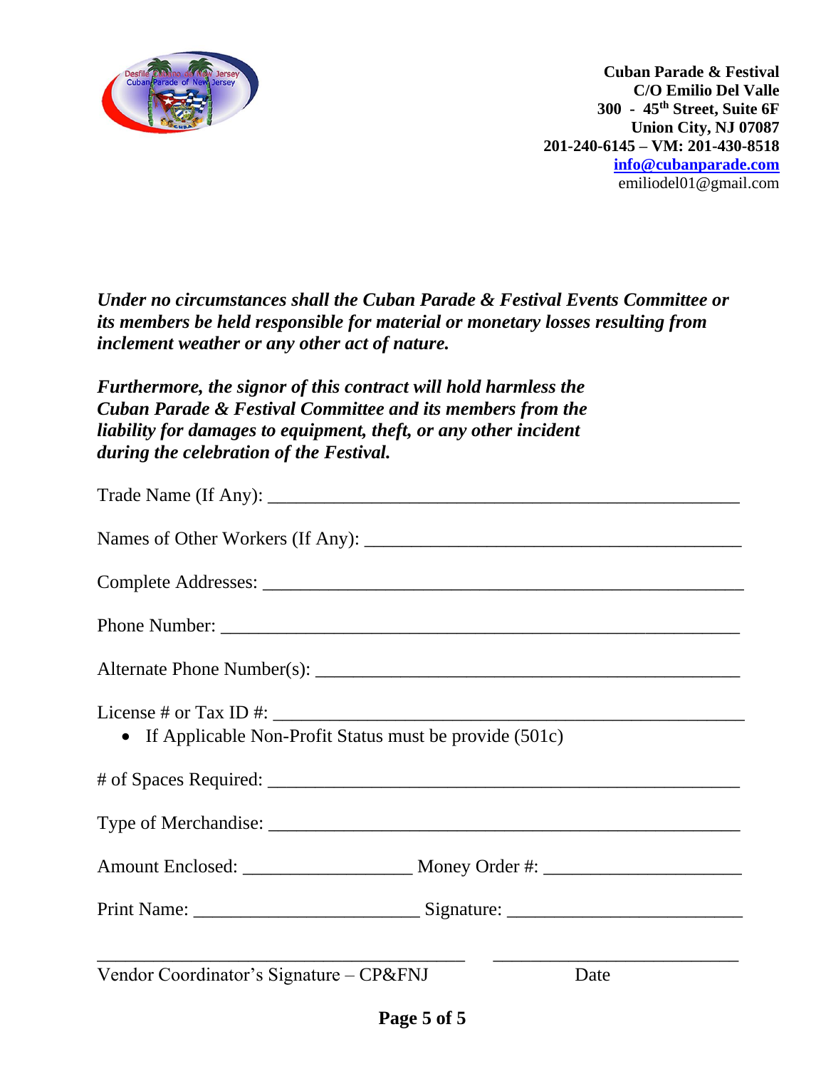**Cuban Parade & Festival**
**C/O Emilio Del Valle**
**300 - 45th Street, Suite 6F**
**Union City, NJ 07087**
**201-240-6145 – VM: 201-430-8518**
**info@cubanparade.com**
emiliodel01@gmail.com

***Under no circumstances shall the Cuban Parade & Festival Events Committee or its members be held responsible for material or monetary losses resulting from inclement weather or any other act of nature.***

***Furthermore, the signor of this contract will hold harmless the Cuban Parade & Festival Committee and its members from the liability for damages to equipment, theft, or any other incident during the celebration of the Festival.***

Trade Name (If Any): ____________________________________________________

Names of Other Workers (If Any): ________________________________________

Complete Addresses: ____________________________________________________

Phone Number: ________________________________________________________

Alternate Phone Number(s): _____________________________________________

License # or Tax ID #: __________________________________________________

- If Applicable Non-Profit Status must be provide (501c)

# of Spaces Required: ___________________________________________________

Type of Merchandise: ___________________________________________________

Amount Enclosed: __________________ Money Order #: _____________________

Print Name: ________________________ Signature: _________________________

________________________________________ ___________________________

Vendor Coordinator's Signature – CP&FNJ                    Date